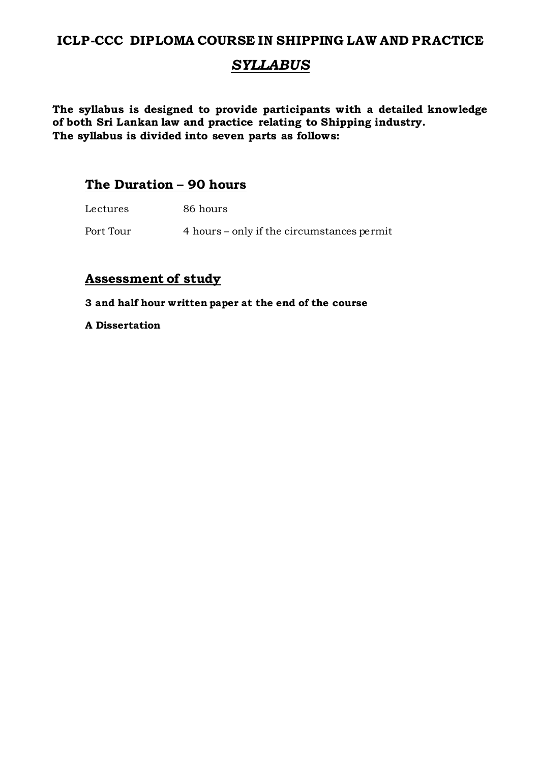# ICLP-CCC DIPLOMA COURSE IN SHIPPING LAW AND PRACTICE

## *SYLLABUS*

**The syllabus is designed to provide participants with a detailed knowledge of both Sri Lankan law and practice relating to Shipping industry.**
**The syllabus is divided into seven parts as follows:**

## The Duration – 90 hours

| | |
|---|---|
| Lectures | 86 hours |
| Port Tour | 4 hours – only if the circumstances permit |

## Assessment of study

**3 and half hour written paper at the end of the course**

**A Dissertation**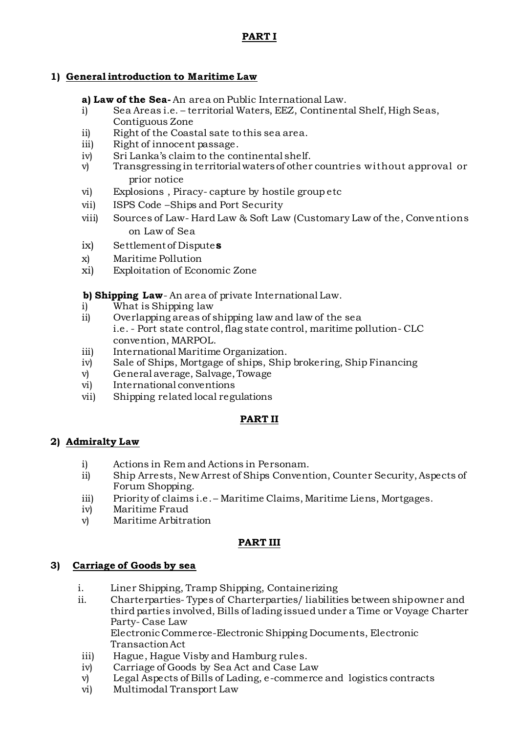## PART I

### 1) General introduction to Maritime Law

**a) Law of the Sea-** An area on Public International Law.

- i) Sea Areas i.e. – territorial Waters, EEZ, Continental Shelf, High Seas, Contiguous Zone
- ii) Right of the Coastal sate to this sea area.
- iii) Right of innocent passage.
- iv) Sri Lanka's claim to the continental shelf.
- v) Transgressing in territorial waters of other countries without approval or prior notice
- vi) Explosions , Piracy- capture by hostile group etc
- vii) ISPS Code –Ships and Port Security
- viii) Sources of Law- Hard Law & Soft Law (Customary Law of the, Conventions on Law of Sea
- ix) Settlement of Dispute**s**
- x) Maritime Pollution
- xi) Exploitation of Economic Zone

**b) Shipping Law**- An area of private International Law.

- i) What is Shipping law
- ii) Overlapping areas of shipping law and law of the sea
  i.e. - Port state control, flag state control, maritime pollution- CLC convention, MARPOL.
- iii) International Maritime Organization.
- iv) Sale of Ships, Mortgage of ships, Ship brokering, Ship Financing
- v) General average, Salvage, Towage
- vi) International conventions
- vii) Shipping related local regulations

## PART II

### 2) Admiralty Law

- i) Actions in Rem and Actions in Personam.
- ii) Ship Arrests, New Arrest of Ships Convention, Counter Security, Aspects of Forum Shopping.
- iii) Priority of claims i.e. – Maritime Claims, Maritime Liens, Mortgages.
- iv) Maritime Fraud
- v) Maritime Arbitration

## PART III

### 3) Carriage of Goods by sea

- i. Liner Shipping, Tramp Shipping, Containerizing
- ii. Charterparties- Types of Charterparties/ liabilities between ship owner and third parties involved, Bills of lading issued under a Time or Voyage Charter Party- Case Law
  Electronic Commerce-Electronic Shipping Documents, Electronic Transaction Act
- iii) Hague, Hague Visby and Hamburg rules.
- iv) Carriage of Goods by Sea Act and Case Law
- v) Legal Aspects of Bills of Lading, e-commerce and logistics contracts
- vi) Multimodal Transport Law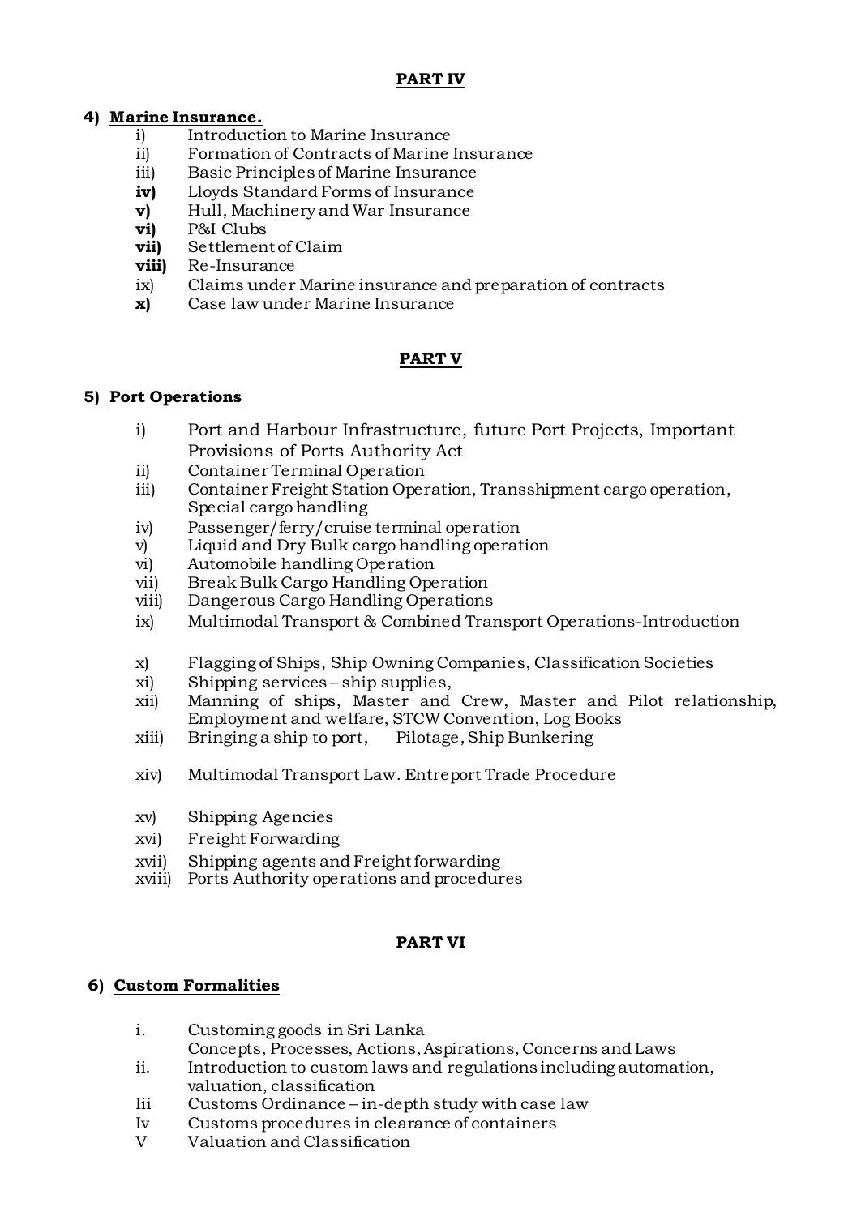## PART IV

### 4) Marine Insurance.

- i) Introduction to Marine Insurance
- ii) Formation of Contracts of Marine Insurance
- iii) Basic Principles of Marine Insurance
- **iv)** Lloyds Standard Forms of Insurance
- **v)** Hull, Machinery and War Insurance
- **vi)** P&I Clubs
- **vii)** Settlement of Claim
- **viii)** Re-Insurance
- ix) Claims under Marine insurance and preparation of contracts
- **x)** Case law under Marine Insurance

## PART V

### 5) Port Operations

- i) Port and Harbour Infrastructure, future Port Projects, Important Provisions of Ports Authority Act
- ii) Container Terminal Operation
- iii) Container Freight Station Operation, Transshipment cargo operation, Special cargo handling
- iv) Passenger/ferry/cruise terminal operation
- v) Liquid and Dry Bulk cargo handling operation
- vi) Automobile handling Operation
- vii) Break Bulk Cargo Handling Operation
- viii) Dangerous Cargo Handling Operations
- ix) Multimodal Transport & Combined Transport Operations-Introduction
- x) Flagging of Ships, Ship Owning Companies, Classification Societies
- xi) Shipping services – ship supplies,
- xii) Manning of ships, Master and Crew, Master and Pilot relationship, Employment and welfare, STCW Convention, Log Books
- xiii) Bringing a ship to port, Pilotage, Ship Bunkering
- xiv) Multimodal Transport Law. Entreport Trade Procedure
- xv) Shipping Agencies
- xvi) Freight Forwarding
- xvii) Shipping agents and Freight forwarding
- xviii) Ports Authority operations and procedures

## PART VI

### 6) Custom Formalities

- i. Customing goods in Sri Lanka
  Concepts, Processes, Actions, Aspirations, Concerns and Laws
- ii. Introduction to custom laws and regulations including automation, valuation, classification
- Iii Customs Ordinance – in-depth study with case law
- Iv Customs procedures in clearance of containers
- V Valuation and Classification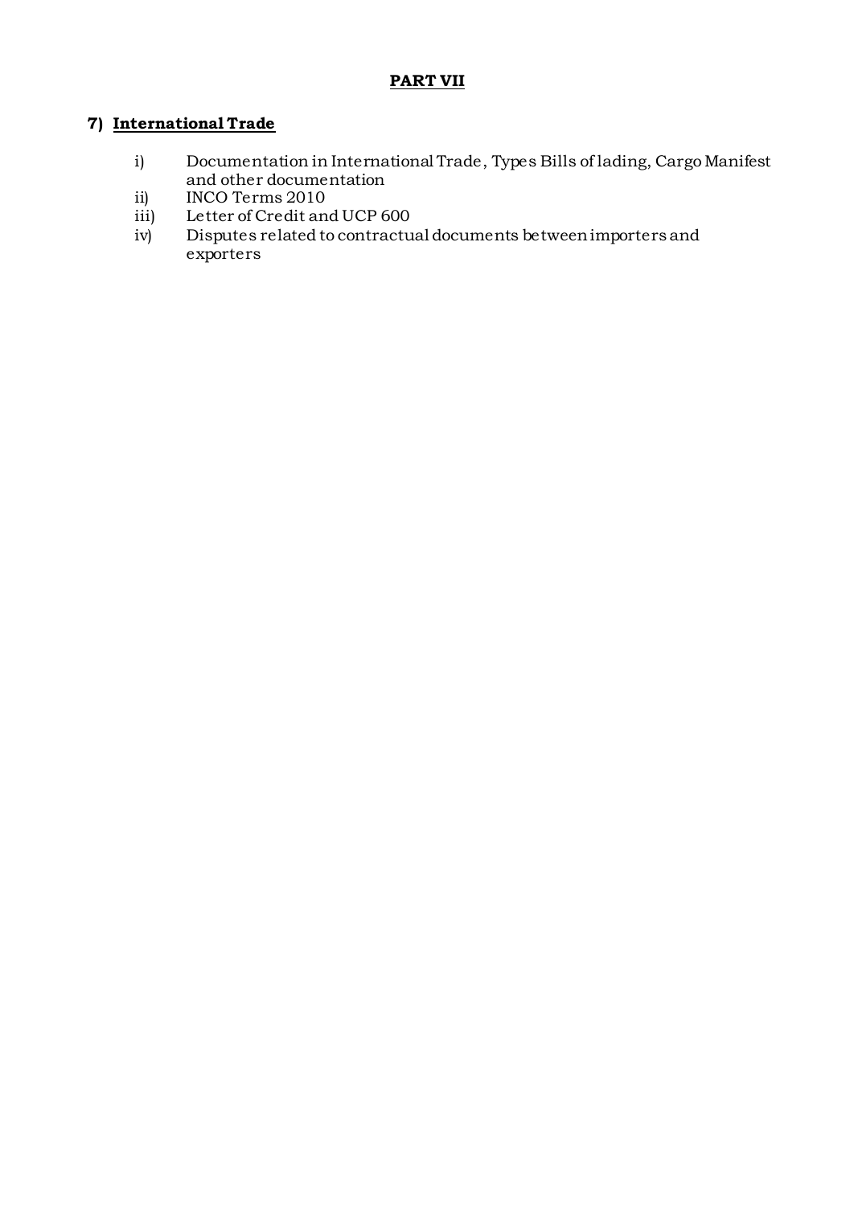## PART VII

### 7) International Trade

i) Documentation in International Trade, Types Bills of lading, Cargo Manifest and other documentation
ii) INCO Terms 2010
iii) Letter of Credit and UCP 600
iv) Disputes related to contractual documents between importers and exporters